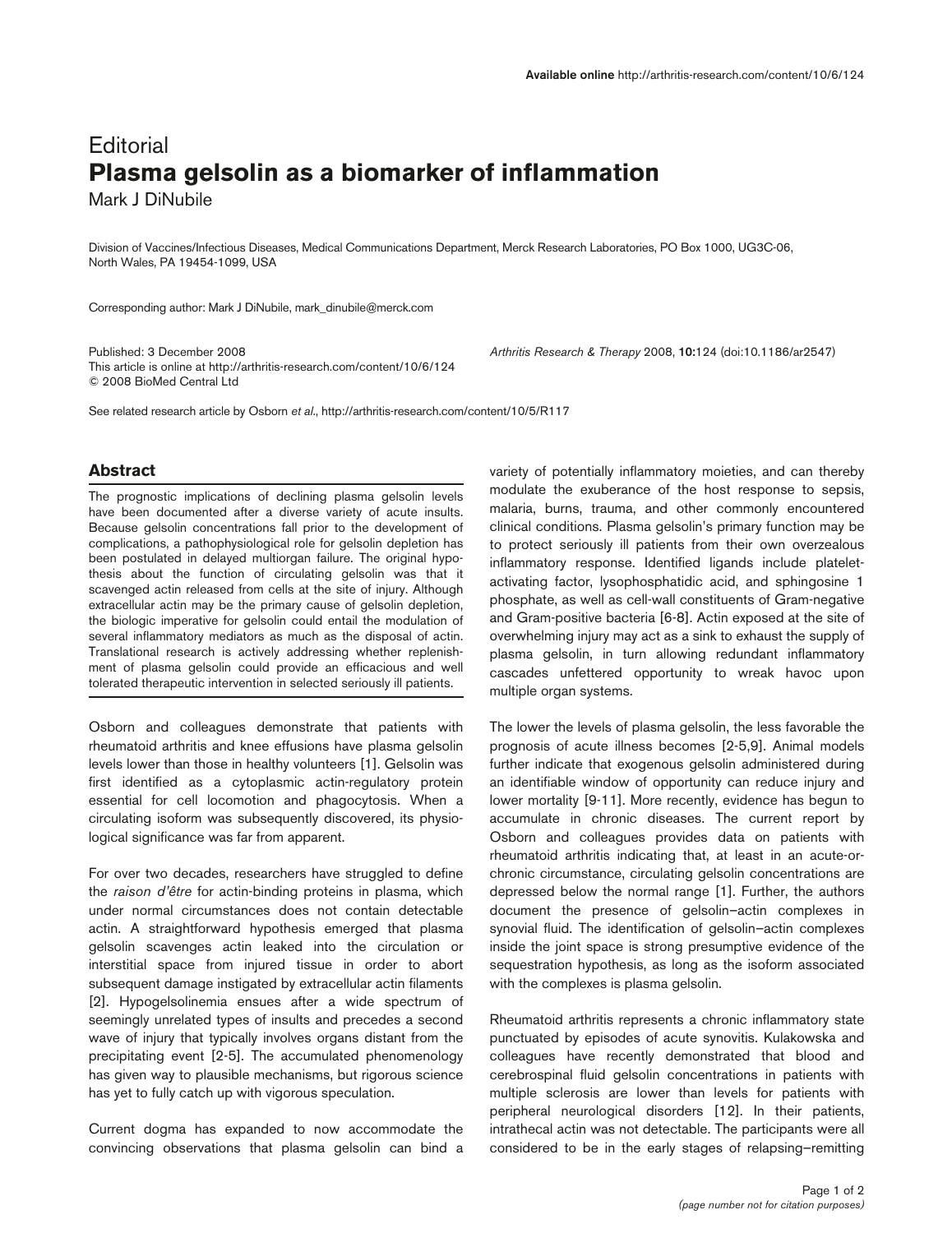# Editorial

# Plasma gelsolin as a biomarker of inflammation

Mark J DiNubile

Division of Vaccines/Infectious Diseases, Medical Communications Department, Merck Research Laboratories, PO Box 1000, UG3C-06, North Wales, PA 19454-1099, USA

Corresponding author: Mark J DiNubile, mark_dinubile@merck.com

Published: 3 December 2008

This article is online at http://arthritis-research.com/content/10/6/124

© 2008 BioMed Central Ltd

*Arthritis Research & Therapy* 2008, **10:**124 (doi:10.1186/ar2547)

See related research article by Osborn *et al*., http://arthritis-research.com/content/10/5/R117

## Abstract

The prognostic implications of declining plasma gelsolin levels have been documented after a diverse variety of acute insults. Because gelsolin concentrations fall prior to the development of complications, a pathophysiological role for gelsolin depletion has been postulated in delayed multiorgan failure. The original hypothesis about the function of circulating gelsolin was that it scavenged actin released from cells at the site of injury. Although extracellular actin may be the primary cause of gelsolin depletion, the biologic imperative for gelsolin could entail the modulation of several inflammatory mediators as much as the disposal of actin. Translational research is actively addressing whether replenishment of plasma gelsolin could provide an efficacious and well tolerated therapeutic intervention in selected seriously ill patients.

Osborn and colleagues demonstrate that patients with rheumatoid arthritis and knee effusions have plasma gelsolin levels lower than those in healthy volunteers [1]. Gelsolin was first identified as a cytoplasmic actin-regulatory protein essential for cell locomotion and phagocytosis. When a circulating isoform was subsequently discovered, its physiological significance was far from apparent.

For over two decades, researchers have struggled to define the *raison d'être* for actin-binding proteins in plasma, which under normal circumstances does not contain detectable actin. A straightforward hypothesis emerged that plasma gelsolin scavenges actin leaked into the circulation or interstitial space from injured tissue in order to abort subsequent damage instigated by extracellular actin filaments [2]. Hypogelsolinemia ensues after a wide spectrum of seemingly unrelated types of insults and precedes a second wave of injury that typically involves organs distant from the precipitating event [2-5]. The accumulated phenomenology has given way to plausible mechanisms, but rigorous science has yet to fully catch up with vigorous speculation.

Current dogma has expanded to now accommodate the convincing observations that plasma gelsolin can bind a variety of potentially inflammatory moieties, and can thereby modulate the exuberance of the host response to sepsis, malaria, burns, trauma, and other commonly encountered clinical conditions. Plasma gelsolin's primary function may be to protect seriously ill patients from their own overzealous inflammatory response. Identified ligands include platelet-activating factor, lysophosphatidic acid, and sphingosine 1 phosphate, as well as cell-wall constituents of Gram-negative and Gram-positive bacteria [6-8]. Actin exposed at the site of overwhelming injury may act as a sink to exhaust the supply of plasma gelsolin, in turn allowing redundant inflammatory cascades unfettered opportunity to wreak havoc upon multiple organ systems.

The lower the levels of plasma gelsolin, the less favorable the prognosis of acute illness becomes [2-5,9]. Animal models further indicate that exogenous gelsolin administered during an identifiable window of opportunity can reduce injury and lower mortality [9-11]. More recently, evidence has begun to accumulate in chronic diseases. The current report by Osborn and colleagues provides data on patients with rheumatoid arthritis indicating that, at least in an acute-or-chronic circumstance, circulating gelsolin concentrations are depressed below the normal range [1]. Further, the authors document the presence of gelsolin–actin complexes in synovial fluid. The identification of gelsolin–actin complexes inside the joint space is strong presumptive evidence of the sequestration hypothesis, as long as the isoform associated with the complexes is plasma gelsolin.

Rheumatoid arthritis represents a chronic inflammatory state punctuated by episodes of acute synovitis. Kulakowska and colleagues have recently demonstrated that blood and cerebrospinal fluid gelsolin concentrations in patients with multiple sclerosis are lower than levels for patients with peripheral neurological disorders [12]. In their patients, intrathecal actin was not detectable. The participants were all considered to be in the early stages of relapsing–remitting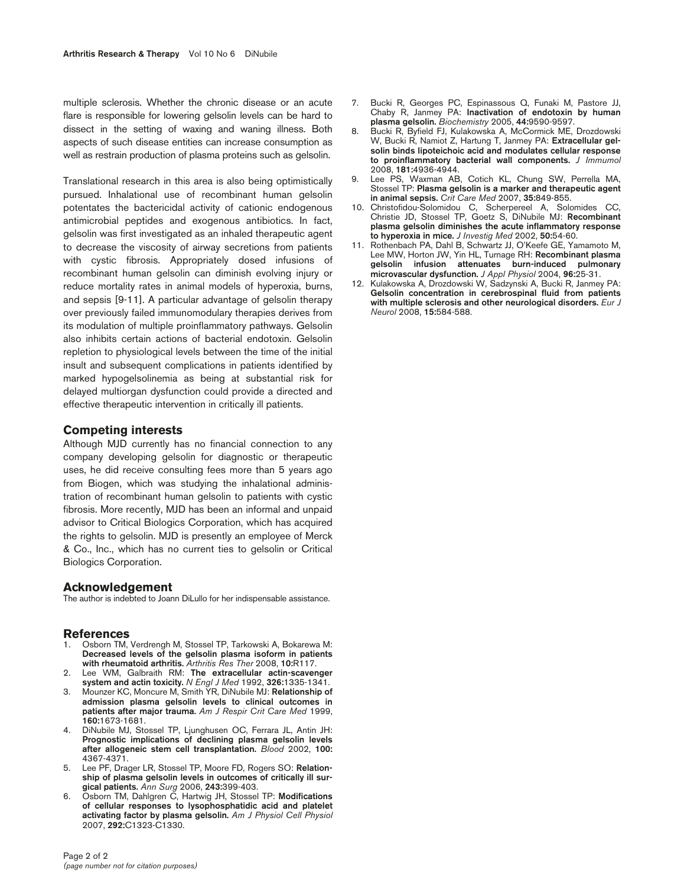multiple sclerosis. Whether the chronic disease or an acute flare is responsible for lowering gelsolin levels can be hard to dissect in the setting of waxing and waning illness. Both aspects of such disease entities can increase consumption as well as restrain production of plasma proteins such as gelsolin.

Translational research in this area is also being optimistically pursued. Inhalational use of recombinant human gelsolin potentates the bactericidal activity of cationic endogenous antimicrobial peptides and exogenous antibiotics. In fact, gelsolin was first investigated as an inhaled therapeutic agent to decrease the viscosity of airway secretions from patients with cystic fibrosis. Appropriately dosed infusions of recombinant human gelsolin can diminish evolving injury or reduce mortality rates in animal models of hyperoxia, burns, and sepsis [9-11]. A particular advantage of gelsolin therapy over previously failed immunomodulary therapies derives from its modulation of multiple proinflammatory pathways. Gelsolin also inhibits certain actions of bacterial endotoxin. Gelsolin repletion to physiological levels between the time of the initial insult and subsequent complications in patients identified by marked hypogelsolinemia as being at substantial risk for delayed multiorgan dysfunction could provide a directed and effective therapeutic intervention in critically ill patients.

## Competing interests

Although MJD currently has no financial connection to any company developing gelsolin for diagnostic or therapeutic uses, he did receive consulting fees more than 5 years ago from Biogen, which was studying the inhalational administration of recombinant human gelsolin to patients with cystic fibrosis. More recently, MJD has been an informal and unpaid advisor to Critical Biologics Corporation, which has acquired the rights to gelsolin. MJD is presently an employee of Merck & Co., Inc., which has no current ties to gelsolin or Critical Biologics Corporation.

## Acknowledgement

The author is indebted to Joann DiLullo for her indispensable assistance.

## References

1. Osborn TM, Verdrengh M, Stossel TP, Tarkowski A, Bokarewa M: **Decreased levels of the gelsolin plasma isoform in patients with rheumatoid arthritis.** *Arthritis Res Ther* 2008, **10:**R117.
2. Lee WM, Galbraith RM: **The extracellular actin-scavenger system and actin toxicity.** *N Engl J Med* 1992, **326:**1335-1341.
3. Mounzer KC, Moncure M, Smith YR, DiNubile MJ: **Relationship of admission plasma gelsolin levels to clinical outcomes in patients after major trauma.** *Am J Respir Crit Care Med* 1999, **160:**1673-1681.
4. DiNubile MJ, Stossel TP, Ljunghusen OC, Ferrara JL, Antin JH: **Prognostic implications of declining plasma gelsolin levels after allogeneic stem cell transplantation.** *Blood* 2002, **100:** 4367-4371.
5. Lee PF, Drager LR, Stossel TP, Moore FD, Rogers SO: **Relationship of plasma gelsolin levels in outcomes of critically ill surgical patients.** *Ann Surg* 2006, **243:**399-403.
6. Osborn TM, Dahlgren C, Hartwig JH, Stossel TP: **Modifications of cellular responses to lysophosphatidic acid and platelet activating factor by plasma gelsolin.** *Am J Physiol Cell Physiol* 2007, **292:**C1323-C1330.
7. Bucki R, Georges PC, Espinassous Q, Funaki M, Pastore JJ, Chaby R, Janmey PA: **Inactivation of endotoxin by human plasma gelsolin.** *Biochemistry* 2005, **44:**9590-9597.
8. Bucki R, Byfield FJ, Kulakowska A, McCormick ME, Drozdowski W, Bucki R, Namiot Z, Hartung T, Janmey PA: **Extracellular gelsolin binds lipoteichoic acid and modulates cellular response to proinflammatory bacterial wall components.** *J Immumol* 2008, **181:**4936-4944.
9. Lee PS, Waxman AB, Cotich KL, Chung SW, Perrella MA, Stossel TP: **Plasma gelsolin is a marker and therapeutic agent in animal sepsis.** *Crit Care Med* 2007, **35:**849-855.
10. Christofidou-Solomidou C, Scherpereel A, Solomides CC, Christie JD, Stossel TP, Goetz S, DiNubile MJ: **Recombinant plasma gelsolin diminishes the acute inflammatory response to hyperoxia in mice.** *J Investig Med* 2002, **50:**54-60.
11. Rothenbach PA, Dahl B, Schwartz JJ, O'Keefe GE, Yamamoto M, Lee MW, Horton JW, Yin HL, Turnage RH: **Recombinant plasma gelsolin infusion attenuates burn-induced pulmonary microvascular dysfunction.** *J Appl Physiol* 2004, **96:**25-31.
12. Kulakowska A, Drozdowski W, Sadzynski A, Bucki R, Janmey PA: **Gelsolin concentration in cerebrospinal fluid from patients with multiple sclerosis and other neurological disorders.** *Eur J Neurol* 2008, **15:**584-588.